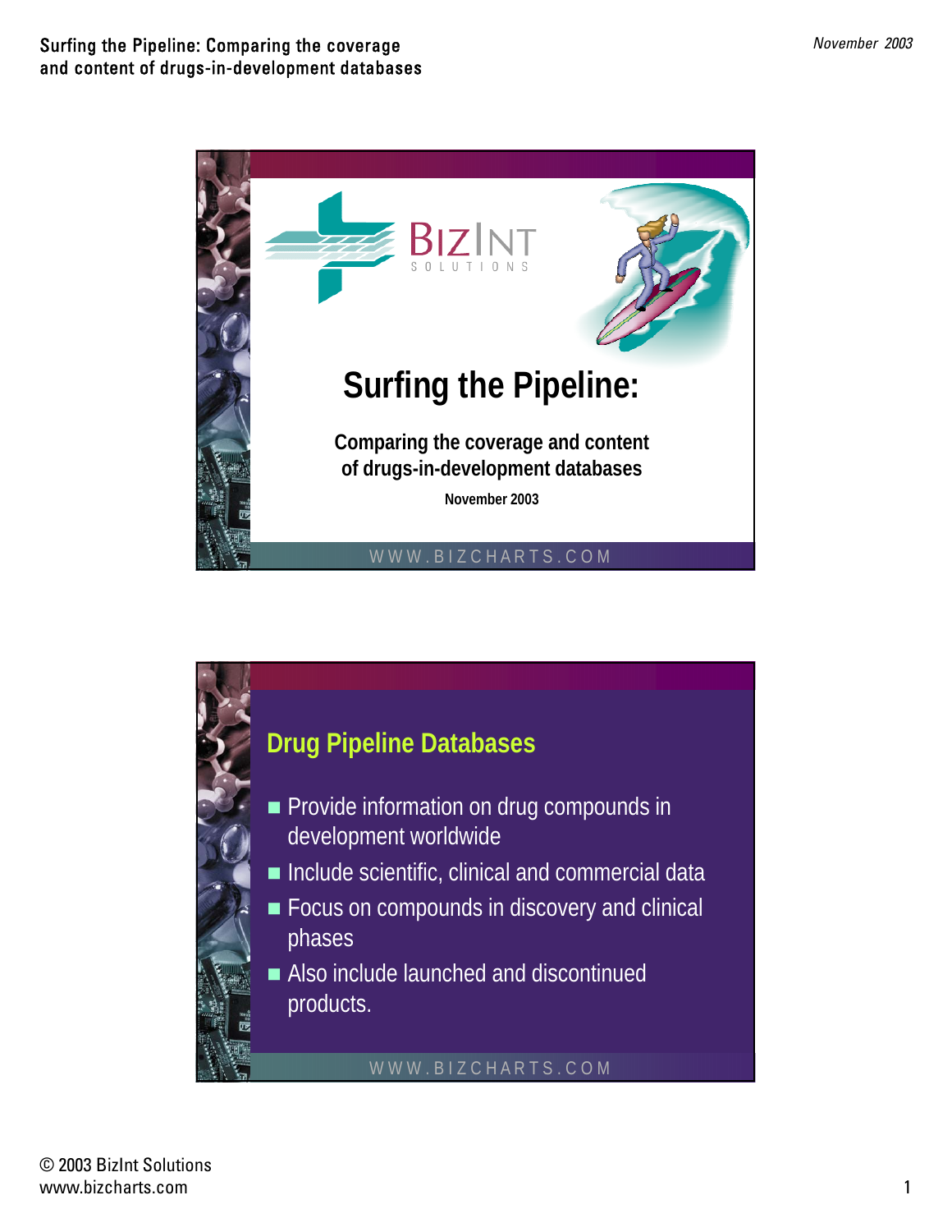BIZINT SOLUTIONS

# Surfing the Pipeline:

### Comparing the coverage and content of drugs-in-development databases

November 2003

WWW.BIZCHARTS.COM

## Drug Pipeline Databases

- Provide information on drug compounds in development worldwide
- Include scientific, clinical and commercial data
- Focus on compounds in discovery and clinical phases
- Also include launched and discontinued products.

WWW.BIZCHARTS.COM

© 2003 BizInt Solutions
www.bizcharts.com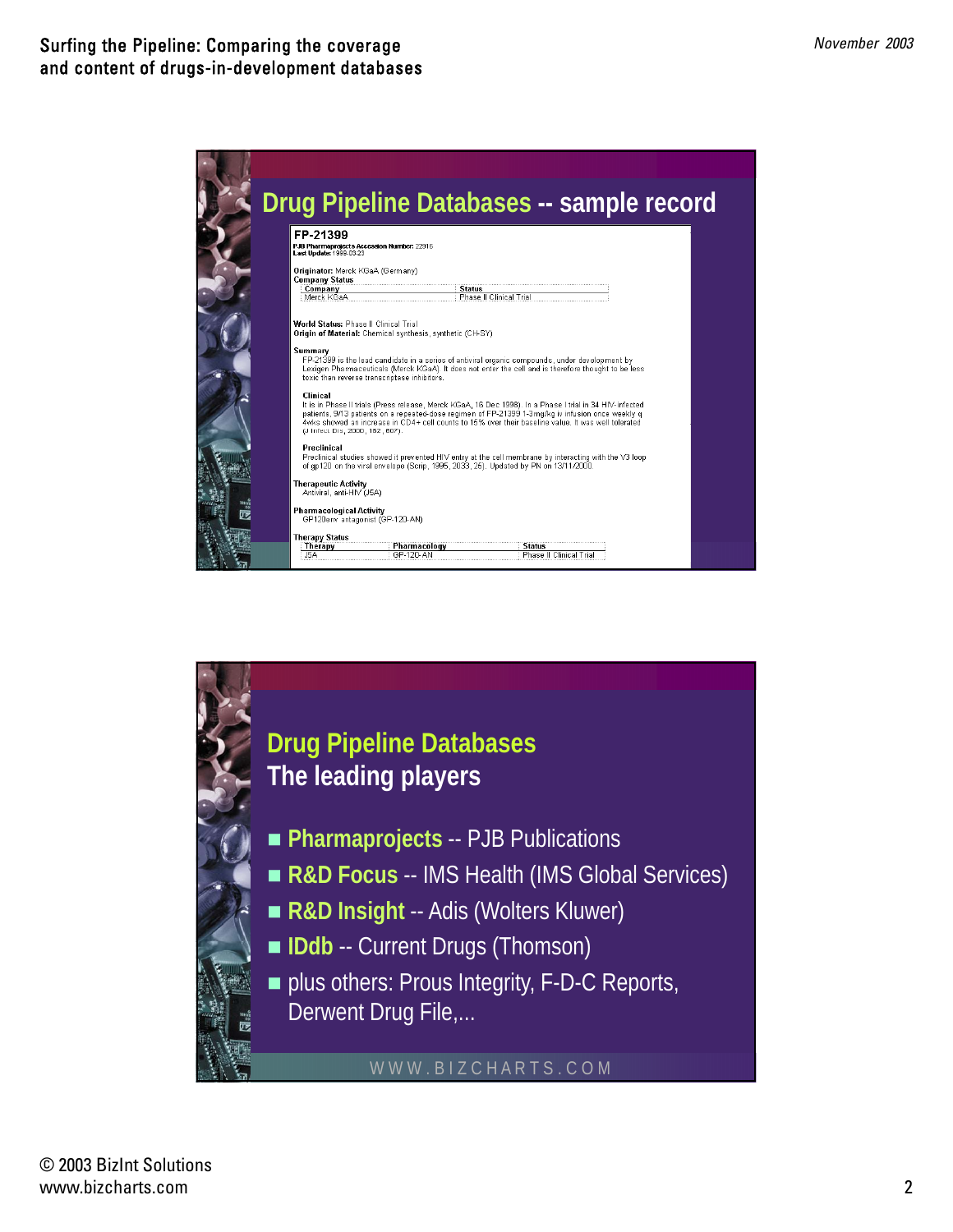## Drug Pipeline Databases -- sample record

**FP-21399**

**PJB Pharmaprojects Accession Number:** 22916
**Last Update:** 1999-03-23

**Originator:** Merck KGaA (Germany)
**Company Status**

| Company | Status |
|---|---|
| Merck KGaA | Phase II Clinical Trial |

**World Status:** Phase II Clinical Trial
**Origin of Material:** Chemical synthesis, synthetic (CH-SY)

**Summary**
FP-21399 is the lead candidate in a series of antiviral organic compounds, under development by Lexigen Pharmaceuticals (Merck KGaA). It does not enter the cell and is therefore thought to be less toxic than reverse transcriptase inhibitors.

**Clinical**
It is in Phase II trials (Press release, Merck KGaA, 16 Dec 1998). In a Phase I trial in 34 HIV-infected patients, 9/13 patients on a repeated-dose regimen of FP-21399 1-3mg/kg iv infusion once weekly q 4wks showed an increase in CD4+ cell counts to 15% over their baseline value. It was well tolerated (J Infect Dis, 2000, 182, 607).

**Preclinical**
Preclinical studies showed it prevented HIV entry at the cell membrane by interacting with the V3 loop of gp120 on the viral envelope (Scrip, 1995, 2033, 25). Updated by PN on 13/11/2000

**Therapeutic Activity**
Antiviral, anti-HIV (J5A)

**Pharmacological Activity**
GP120env antagonist (GP-120-AN)

**Therapy Status**

| Therapy | Pharmacology | Status |
|---|---|---|
| J5A | GP-120-AN | Phase II Clinical Trial |

## Drug Pipeline Databases
### The leading players

- **Pharmaprojects** -- PJB Publications
- **R&D Focus** -- IMS Health (IMS Global Services)
- **R&D Insight** -- Adis (Wolters Kluwer)
- **IDdb** -- Current Drugs (Thomson)
- plus others: Prous Integrity, F-D-C Reports, Derwent Drug File,...

WWW.BIZCHARTS.COM

© 2003 BizInt Solutions
www.bizcharts.com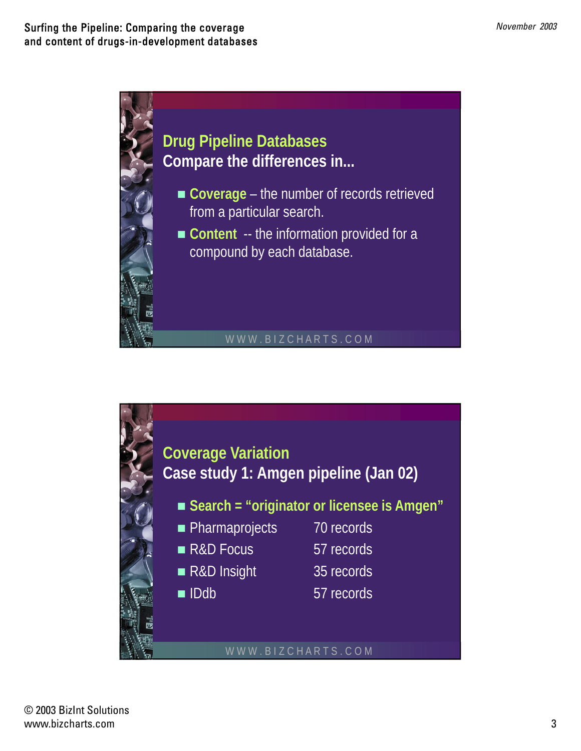## Drug Pipeline Databases

**Compare the differences in...**

- **Coverage** – the number of records retrieved from a particular search.
- **Content** -- the information provided for a compound by each database.

WWW.BIZCHARTS.COM

## Coverage Variation

**Case study 1: Amgen pipeline (Jan 02)**

- **Search = "originator or licensee is Amgen"**
- Pharmaprojects — 70 records
- R&D Focus — 57 records
- R&D Insight — 35 records
- IDdb — 57 records

WWW.BIZCHARTS.COM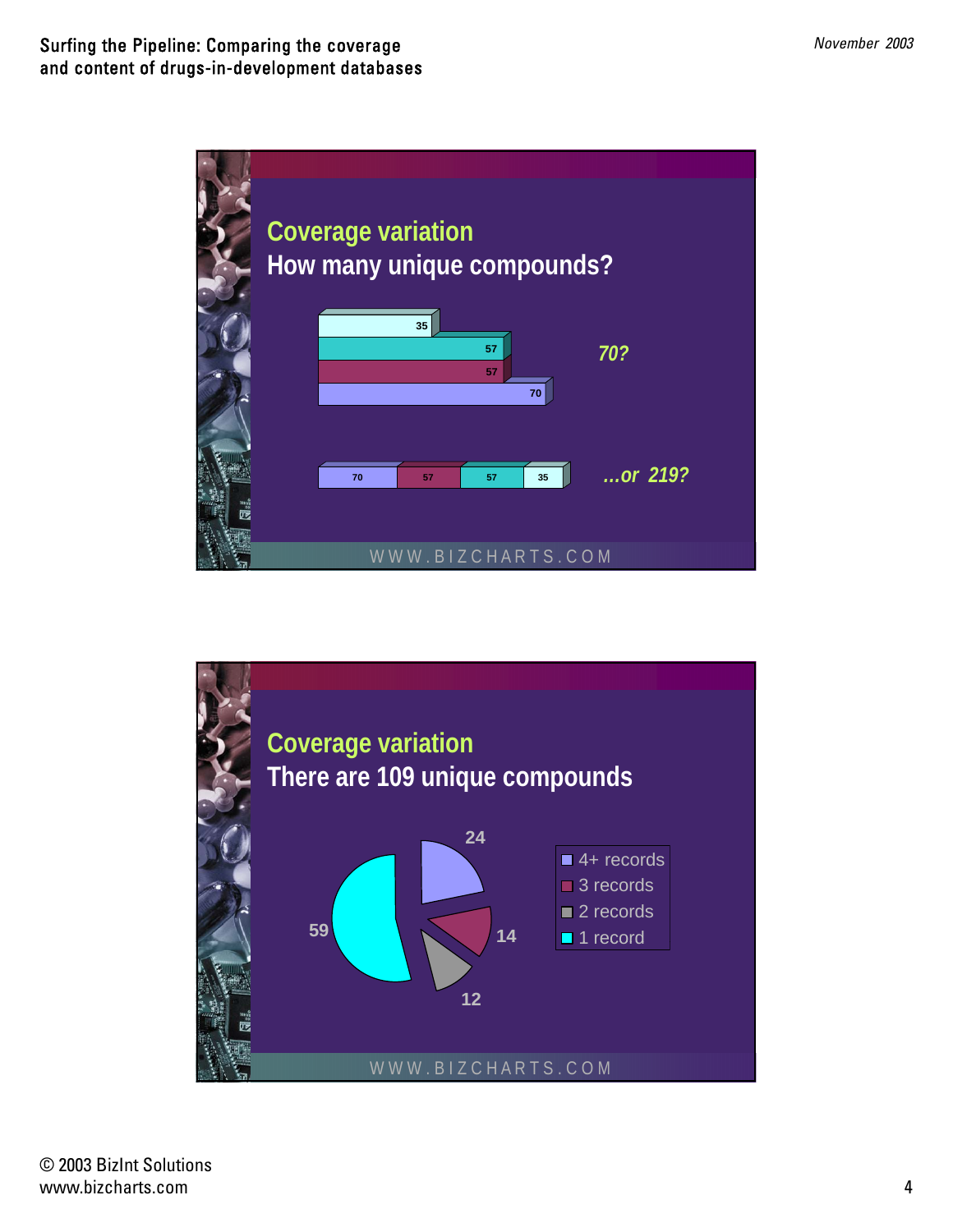## Coverage variation

### How many unique compounds?

| Database bars | Value |
|---|---|
| | 35 |
| | 57 |
| | 57 |
| | 70 |

*70?*

| 70 | 57 | 57 | 35 |
|---|---|---|---|

*...or 219?*

WWW.BIZCHARTS.COM

## Coverage variation

### There are 109 unique compounds

| Category | Compounds |
|---|---|
| 4+ records | 24 |
| 3 records | 14 |
| 2 records | 12 |
| 1 record | 59 |

WWW.BIZCHARTS.COM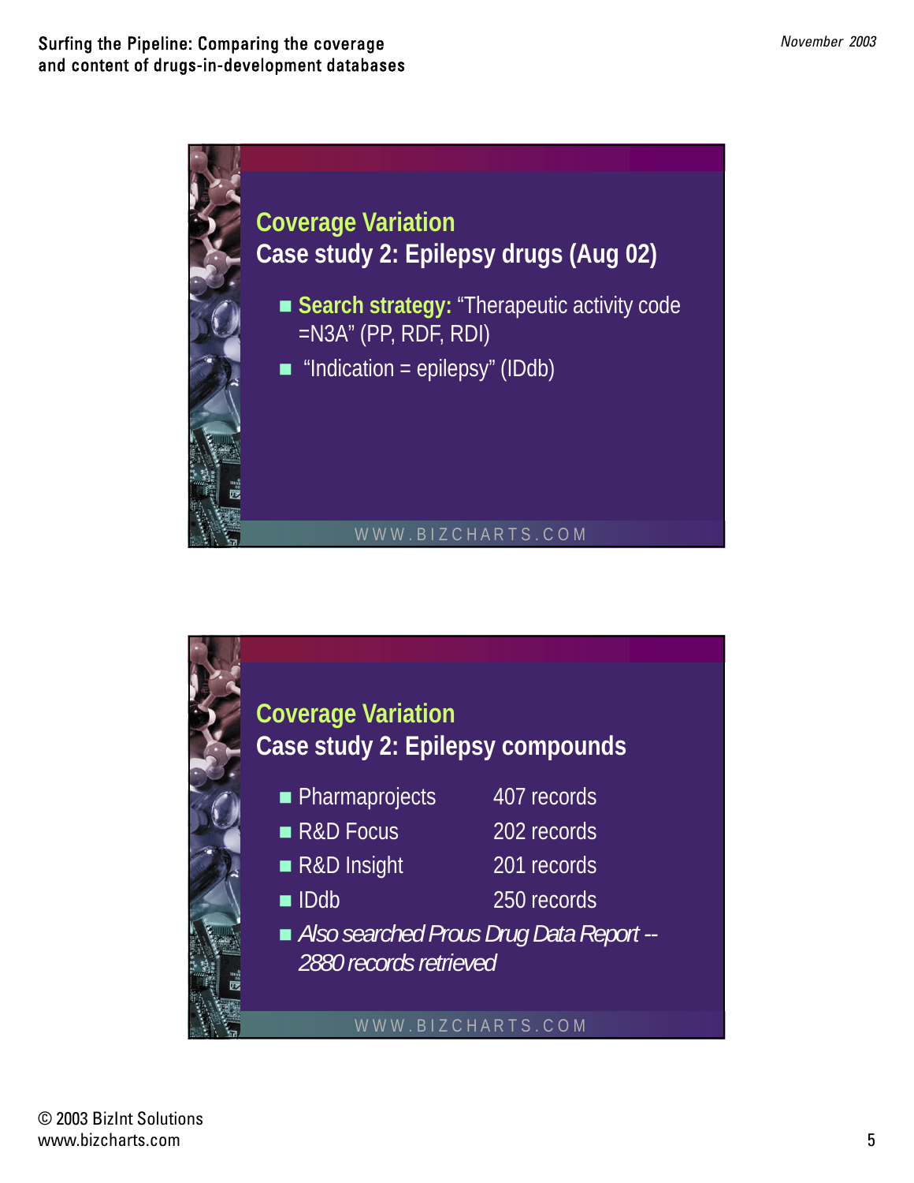## Coverage Variation
### Case study 2: Epilepsy drugs (Aug 02)

- **Search strategy:** "Therapeutic activity code =N3A" (PP, RDF, RDI)
- "Indication = epilepsy" (IDdb)

WWW.BIZCHARTS.COM

## Coverage Variation
### Case study 2: Epilepsy compounds

- Pharmaprojects — 407 records
- R&D Focus — 202 records
- R&D Insight — 201 records
- IDdb — 250 records
- *Also searched Prous Drug Data Report -- 2880 records retrieved*

WWW.BIZCHARTS.COM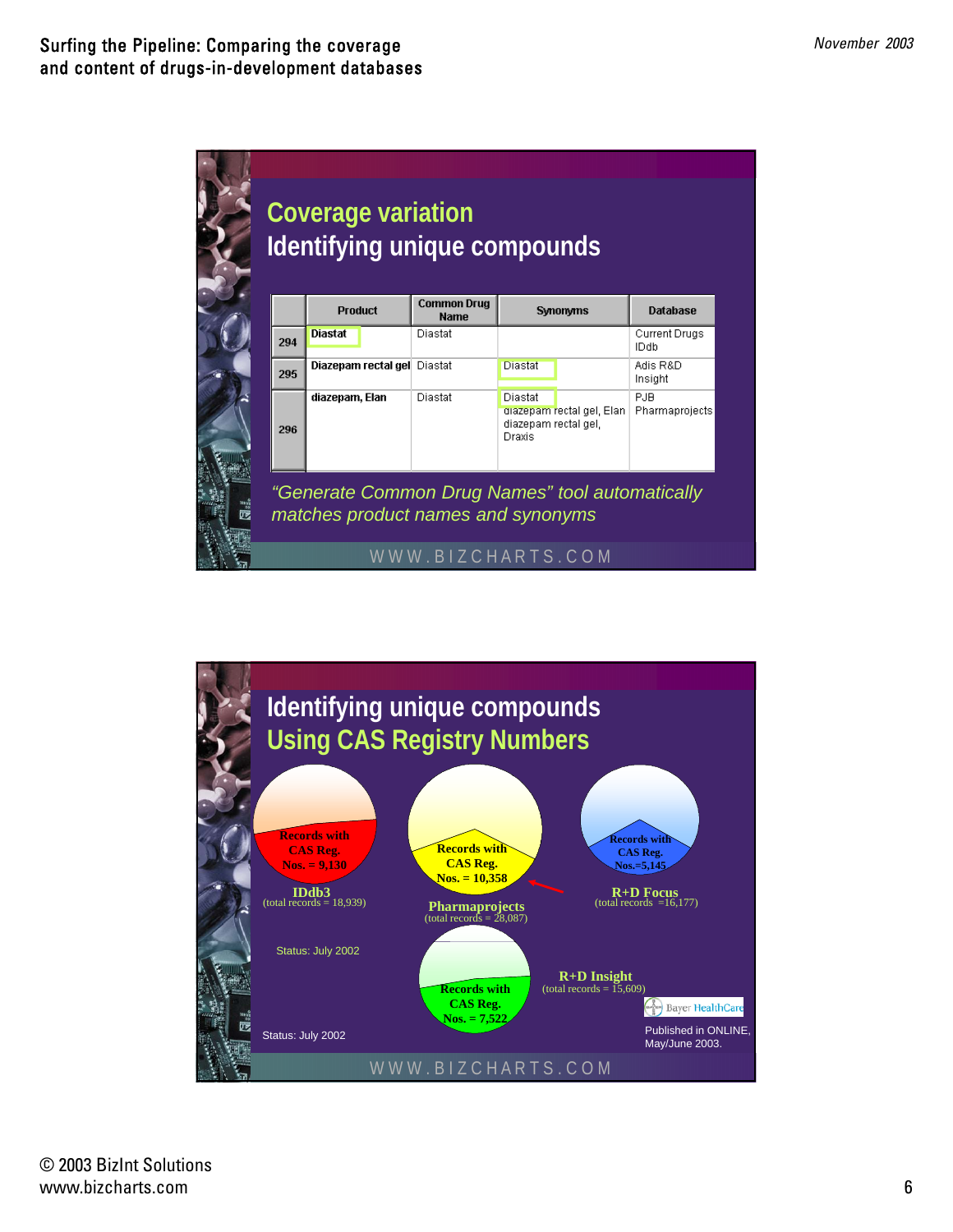## Coverage variation
## Identifying unique compounds

| | Product | Common Drug Name | Synonyms | Database |
|---|---|---|---|---|
| 294 | Diastat | Diastat | | Current Drugs IDdb |
| 295 | Diazepam rectal gel | Diastat | Diastat | Adis R&D Insight |
| 296 | diazepam, Elan | Diastat | Diastat diazepam rectal gel, Elan diazepam rectal gel, Draxis | PJB Pharmaprojects |

*"Generate Common Drug Names" tool automatically matches product names and synonyms*

WWW.BIZCHARTS.COM

## Identifying unique compounds
## Using CAS Registry Numbers

**IDdb3** (total records = 18,939)
Records with CAS Reg. Nos. = 9,130

**Pharmaprojects** (total records = 28,087)
Records with CAS Reg. Nos. = 10,358

**R+D Focus** (total records =16,177)
Records with CAS Reg. Nos.=5,145

**R+D Insight** (total records = 15,609)
Records with CAS Reg. Nos. = 7,522

Status: July 2002

Status: July 2002

Bayer HealthCare

Published in ONLINE, May/June 2003.

WWW.BIZCHARTS.COM

© 2003 BizInt Solutions
www.bizcharts.com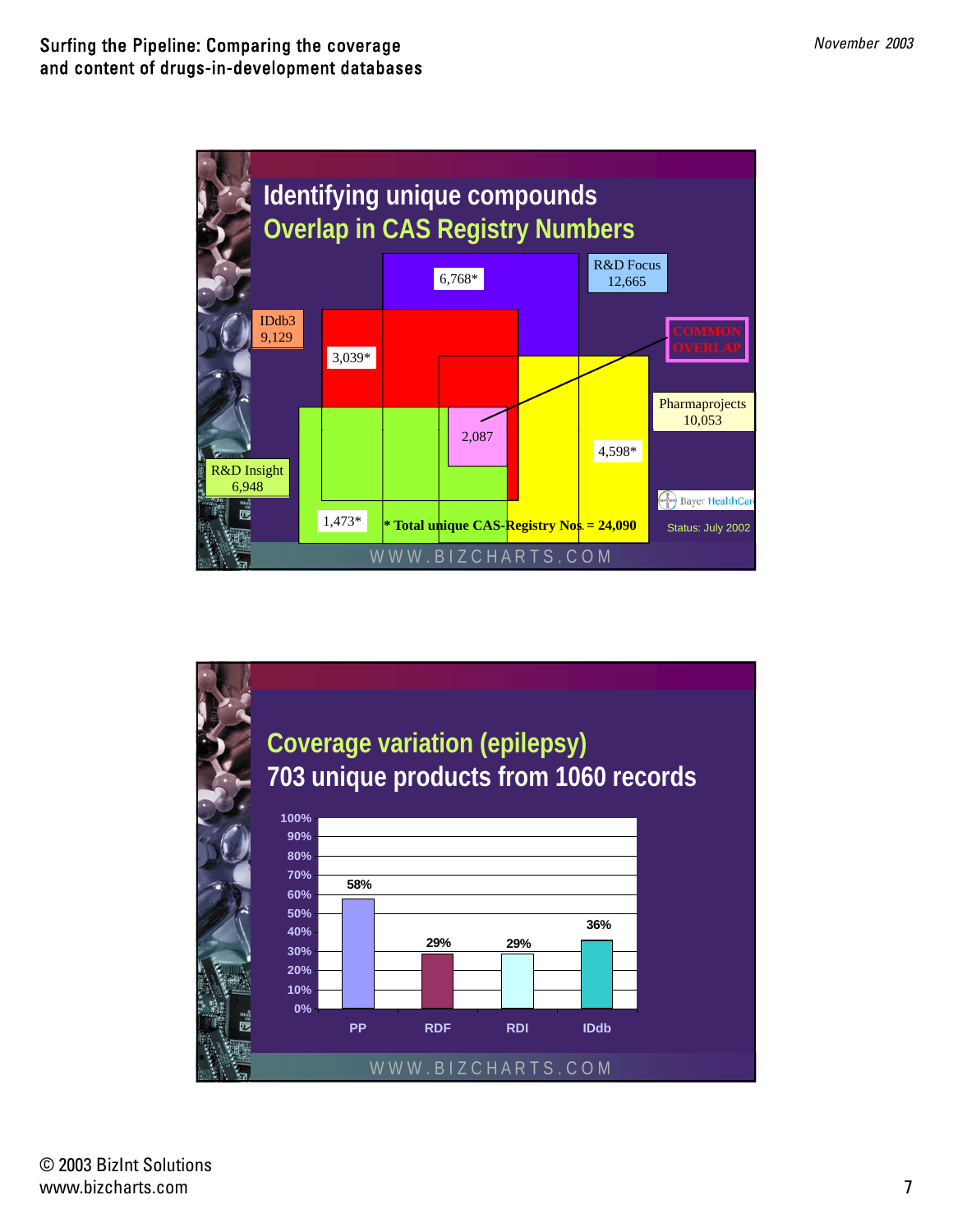## Identifying unique compounds
### Overlap in CAS Registry Numbers

R&D Focus 12,665

IDdb3 9,129

Pharmaprojects 10,053

R&D Insight 6,948

6,768*

3,039*

2,087

4,598*

1,473*

COMMON OVERLAP

* Total unique CAS-Registry Nos. = 24,090

Status: July 2002

Bayer HealthCare

WWW.BIZCHARTS.COM

## Coverage variation (epilepsy)
### 703 unique products from 1060 records

| Database | Coverage |
| --- | --- |
| PP | 58% |
| RDF | 29% |
| RDI | 29% |
| IDdb | 36% |

WWW.BIZCHARTS.COM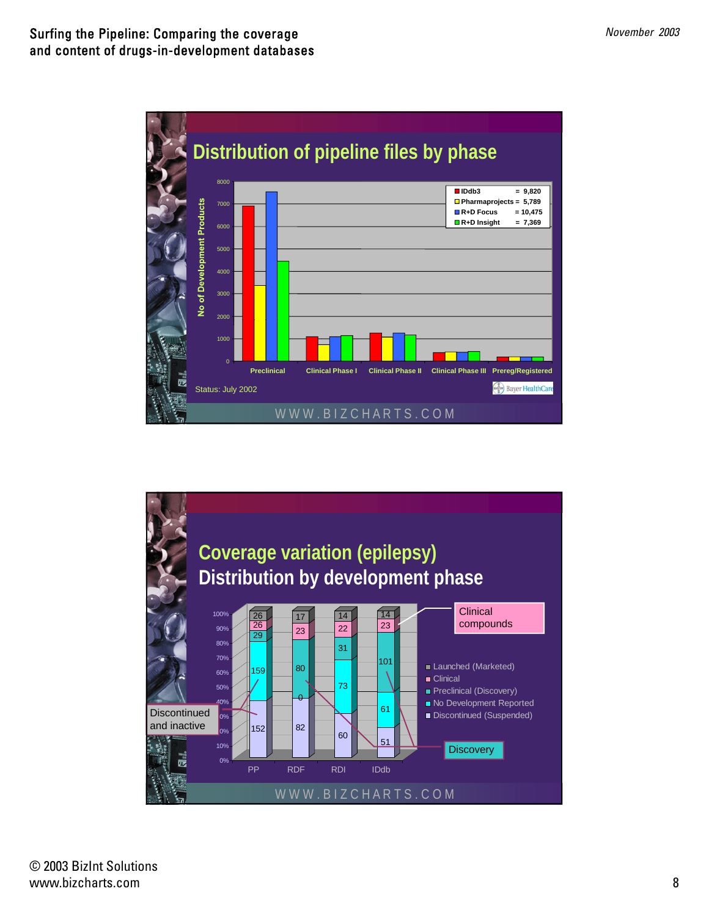## Distribution of pipeline files by phase

No of Development Products

| | Preclinical | Clinical Phase I | Clinical Phase II | Clinical Phase III | Prereg/Registered |
|---|---|---|---|---|---|

Legend:
- IDdb3 = 9,820
- Pharmaprojects = 5,789
- R+D Focus = 10,475
- R+D Insight = 7,369

Status: July 2002

Bayer HealthCare

WWW.BIZCHARTS.COM

## Coverage variation (epilepsy)

## Distribution by development phase

| | PP | RDF | RDI | IDdb |
|---|---|---|---|---|
| Launched (Marketed) | 26 | 17 | 14 | 14 |
| Clinical | 26 | 23 | 22 | 23 |
| Preclinical (Discovery) | 29 | 80 | 31 | 101 |
| No Development Reported | 159 | 0 | 73 | 61 |
| Discontinued (Suspended) | 152 | 82 | 60 | 51 |

Clinical compounds

Discontinued and inactive

Discovery

WWW.BIZCHARTS.COM

© 2003 BizInt Solutions
www.bizcharts.com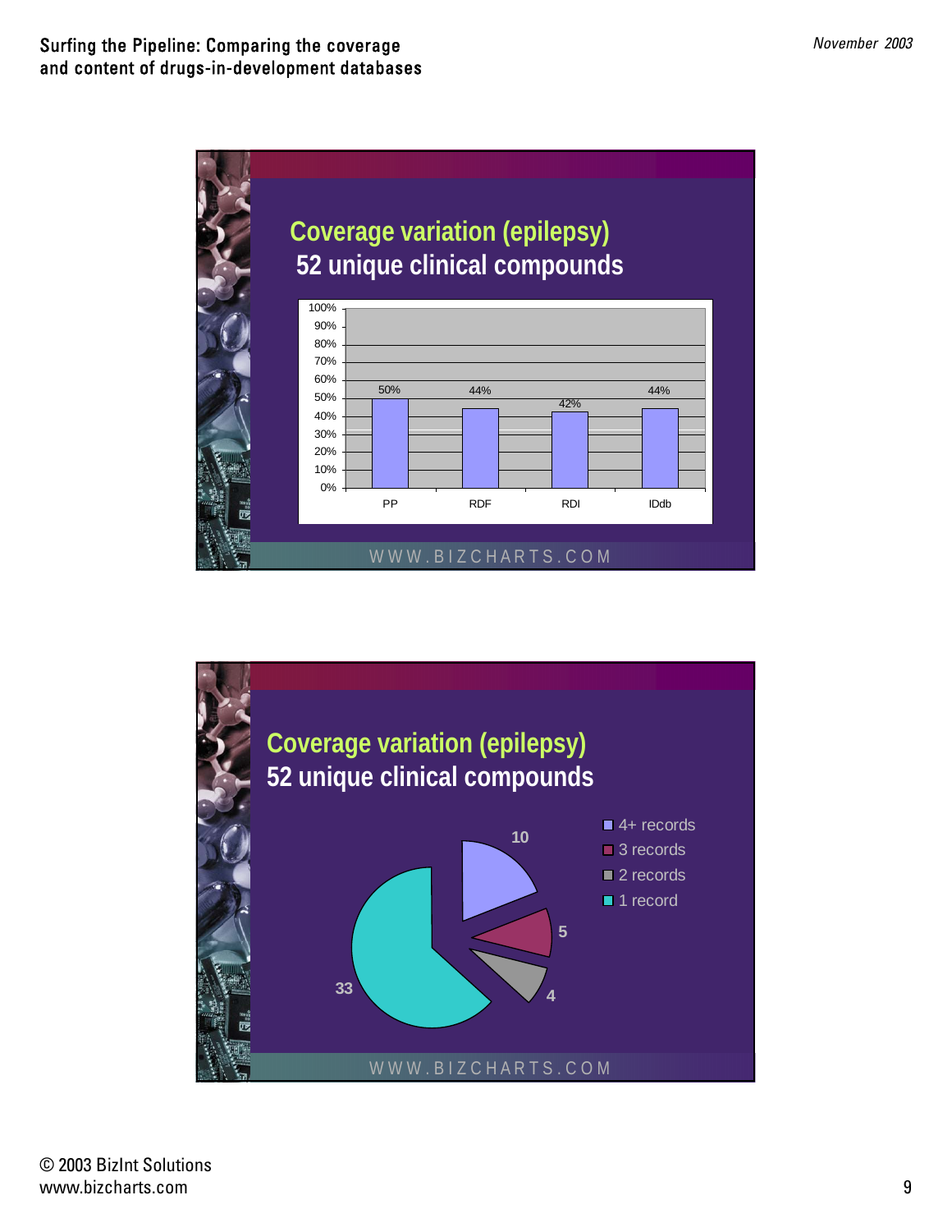## Coverage variation (epilepsy)
### 52 unique clinical compounds

| Database | Coverage |
| --- | --- |
| PP | 50% |
| RDF | 44% |
| RDI | 42% |
| IDdb | 44% |

WWW.BIZCHARTS.COM

## Coverage variation (epilepsy)
### 52 unique clinical compounds

| Records | Compounds |
| --- | --- |
| 4+ records | 10 |
| 3 records | 5 |
| 2 records | 4 |
| 1 record | 33 |

WWW.BIZCHARTS.COM

© 2003 BizInt Solutions
www.bizcharts.com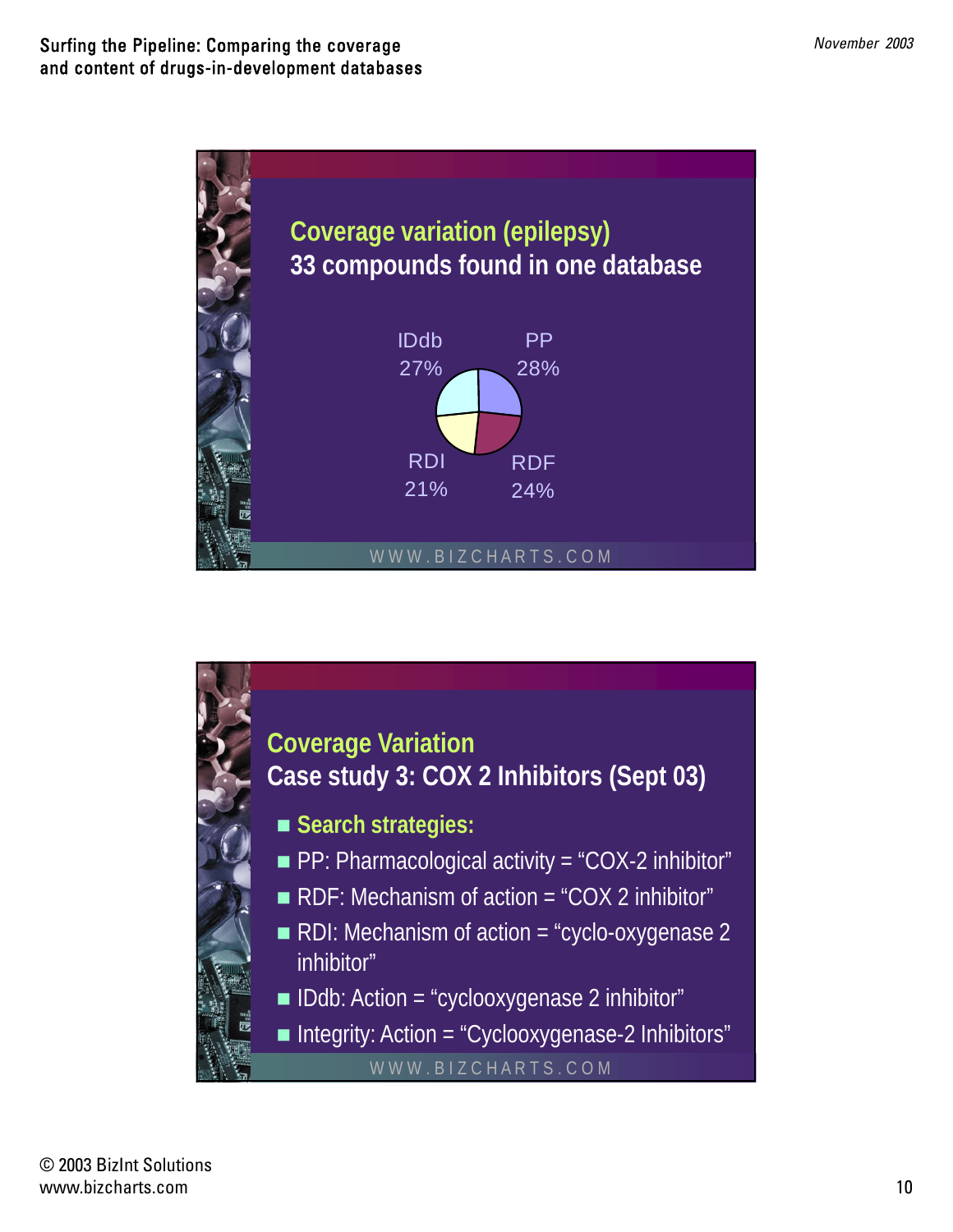## Coverage variation (epilepsy)

**33 compounds found in one database**

| Database | Share |
|---|---|
| IDdb | 27% |
| PP | 28% |
| RDI | 21% |
| RDF | 24% |

WWW.BIZCHARTS.COM

## Coverage Variation

**Case study 3: COX 2 Inhibitors (Sept 03)**

- **Search strategies:**
- PP: Pharmacological activity = “COX-2 inhibitor”
- RDF: Mechanism of action = “COX 2 inhibitor”
- RDI: Mechanism of action = “cyclo-oxygenase 2 inhibitor”
- IDdb: Action = “cyclooxygenase 2 inhibitor”
- Integrity: Action = “Cyclooxygenase-2 Inhibitors”

WWW.BIZCHARTS.COM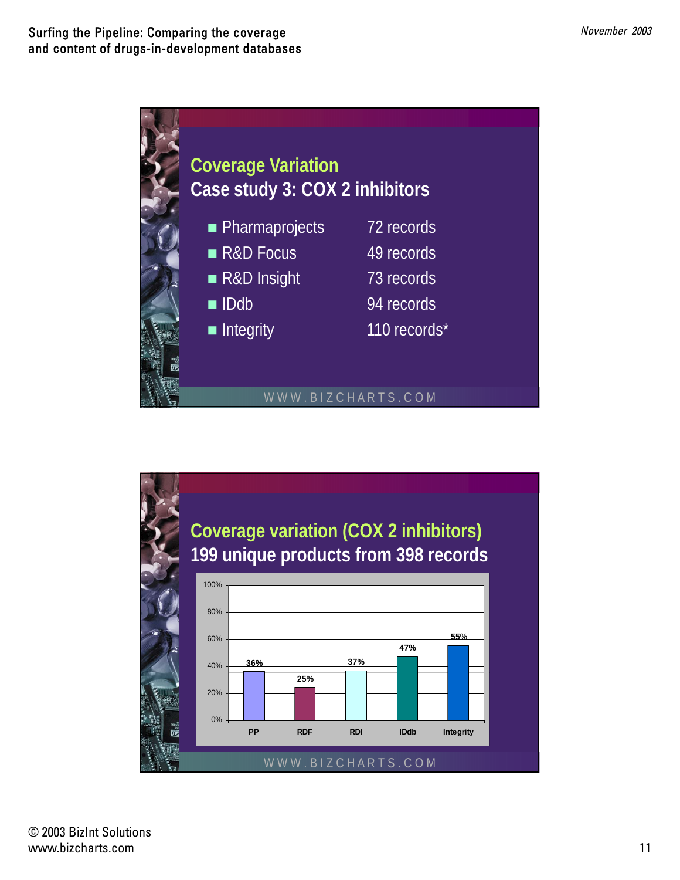## Coverage Variation

### Case study 3: COX 2 inhibitors

- Pharmaprojects — 72 records
- R&D Focus — 49 records
- R&D Insight — 73 records
- IDdb — 94 records
- Integrity — 110 records*

WWW.BIZCHARTS.COM

## Coverage variation (COX 2 inhibitors)

### 199 unique products from 398 records

| Database | Coverage |
| --- | --- |
| PP | 36% |
| RDF | 25% |
| RDI | 37% |
| IDdb | 47% |
| Integrity | 55% |

WWW.BIZCHARTS.COM

© 2003 BizInt Solutions
www.bizcharts.com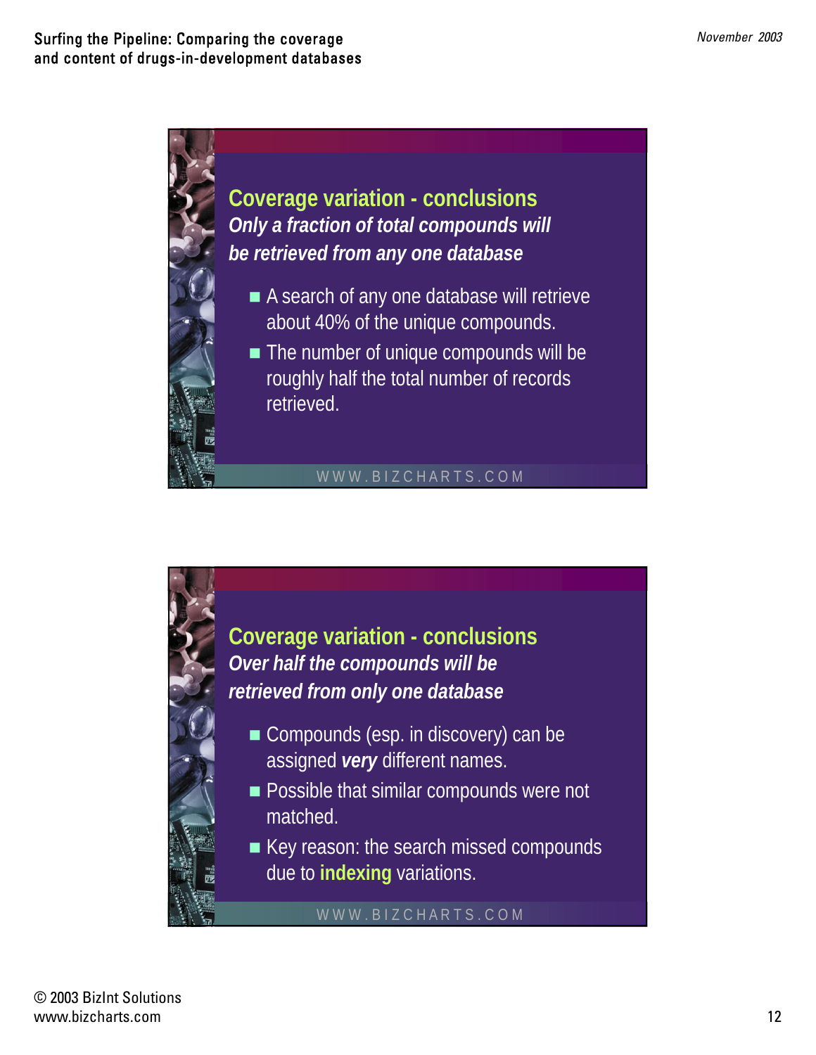## Coverage variation - conclusions

***Only a fraction of total compounds will be retrieved from any one database***

- A search of any one database will retrieve about 40% of the unique compounds.
- The number of unique compounds will be roughly half the total number of records retrieved.

WWW.BIZCHARTS.COM

## Coverage variation - conclusions

***Over half the compounds will be retrieved from only one database***

- Compounds (esp. in discovery) can be assigned ***very*** different names.
- Possible that similar compounds were not matched.
- Key reason: the search missed compounds due to **indexing** variations.

WWW.BIZCHARTS.COM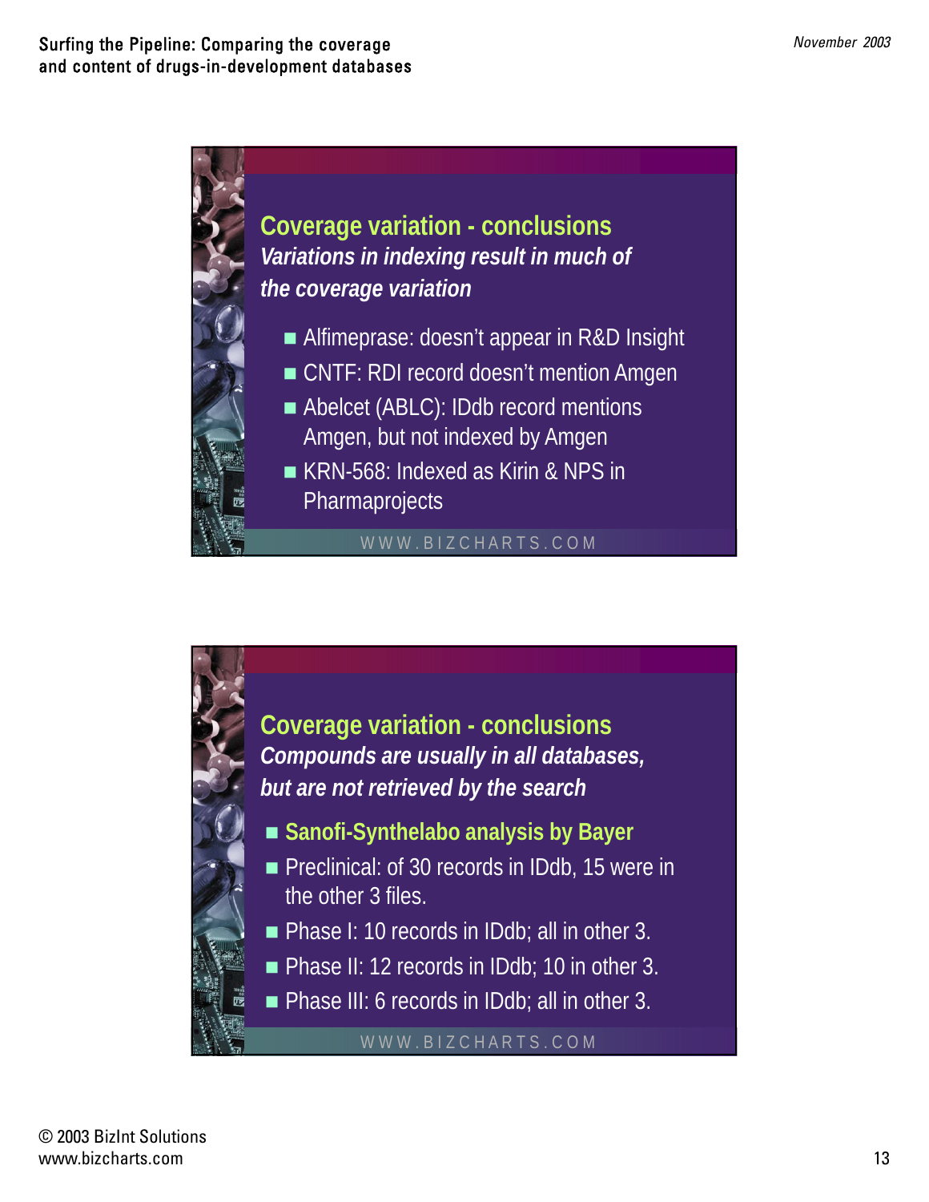## Coverage variation - conclusions

***Variations in indexing result in much of the coverage variation***

- Alfimeprase: doesn't appear in R&D Insight
- CNTF: RDI record doesn't mention Amgen
- Abelcet (ABLC): IDdb record mentions Amgen, but not indexed by Amgen
- KRN-568: Indexed as Kirin & NPS in Pharmaprojects

WWW.BIZCHARTS.COM

## Coverage variation - conclusions

***Compounds are usually in all databases, but are not retrieved by the search***

- **Sanofi-Synthelabo analysis by Bayer**
- Preclinical: of 30 records in IDdb, 15 were in the other 3 files.
- Phase I: 10 records in IDdb; all in other 3.
- Phase II: 12 records in IDdb; 10 in other 3.
- Phase III: 6 records in IDdb; all in other 3.

WWW.BIZCHARTS.COM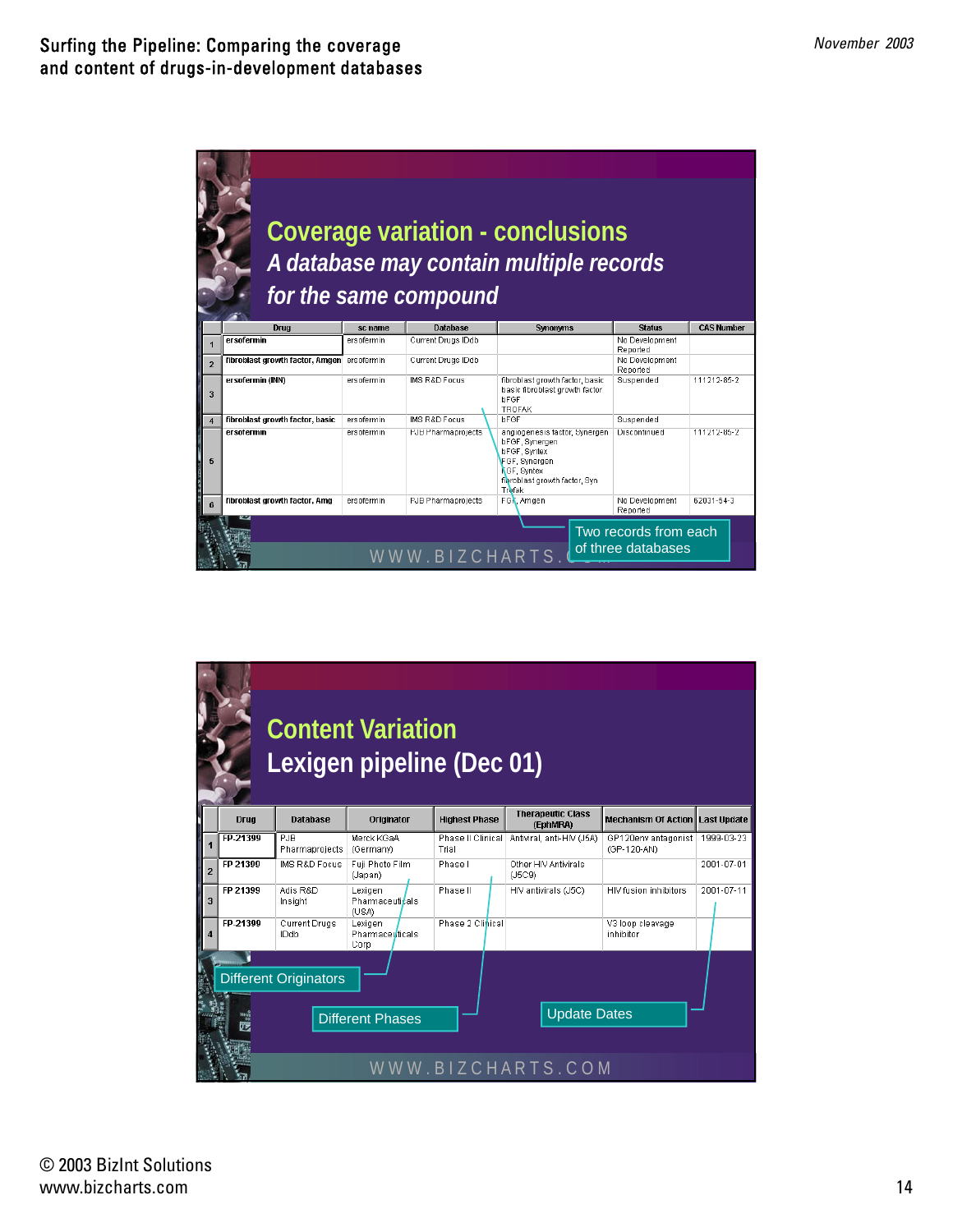## Coverage variation - conclusions

### *A database may contain multiple records for the same compound*

| | Drug | sc name | Database | Synonyms | Status | CAS Number |
|---|---|---|---|---|---|---|
| 1 | ersofermin | ersofermin | Current Drugs IDdb | | No Development Reported | |
| 2 | fibroblast growth factor, Amgen | ersofermin | Current Drugs IDdb | | No Development Reported | |
| 3 | ersofermin (INN) | ersofermin | IMS R&D Focus | fibroblast growth factor, basic<br>basic fibroblast growth factor<br>bFGF<br>TROFAK | Suspended | 111212-85-2 |
| 4 | fibroblast growth factor, basic | ersofermin | IMS R&D Focus | bFGF | Suspended | |
| 5 | ersofermin | ersofermin | PJB Pharmaprojects | angiogenesis factor, Synergen<br>bFGF, Synergen<br>bFGF, Syntex<br>FGF, Synergen<br>FGF, Syntex<br>fibroblast growth factor, Syn<br>Trofak | Discontinued | 111212-85-2 |
| 6 | fibroblast growth factor, Amg | ersofermin | PJB Pharmaprojects | FGF, Amgen | No Development Reported | 62031-54-3 |

Two records from each of three databases

WWW.BIZCHARTS.COM

## Content Variation

### Lexigen pipeline (Dec 01)

| | Drug | Database | Originator | Highest Phase | Therapeutic Class (EphMRA) | Mechanism Of Action | Last Update |
|---|---|---|---|---|---|---|---|
| 1 | FP-21399 | PJB Pharmaprojects | Merck KGaA (Germany) | Phase II Clinical Trial | Antiviral, anti-HIV (J5A) | GP120env antagonist (GP-120-AN) | 1999-03-23 |
| 2 | FP 21399 | IMS R&D Focus | Fuji Photo Film (Japan) | Phase I | Other HIV Antivirals (J5C9) | | 2001-07-01 |
| 3 | FP 21399 | Adis R&D Insight | Lexigen Pharmaceuticals (USA) | Phase II | HIV antivirals (J5C) | HIV fusion inhibitors | 2001-07-11 |
| 4 | FP 21399 | Current Drugs IDdb | Lexigen Pharmaceuticals Corp | Phase 2 Clinical | | V3 loop cleavage inhibitor | |

Different Originators

Different Phases

Update Dates

WWW.BIZCHARTS.COM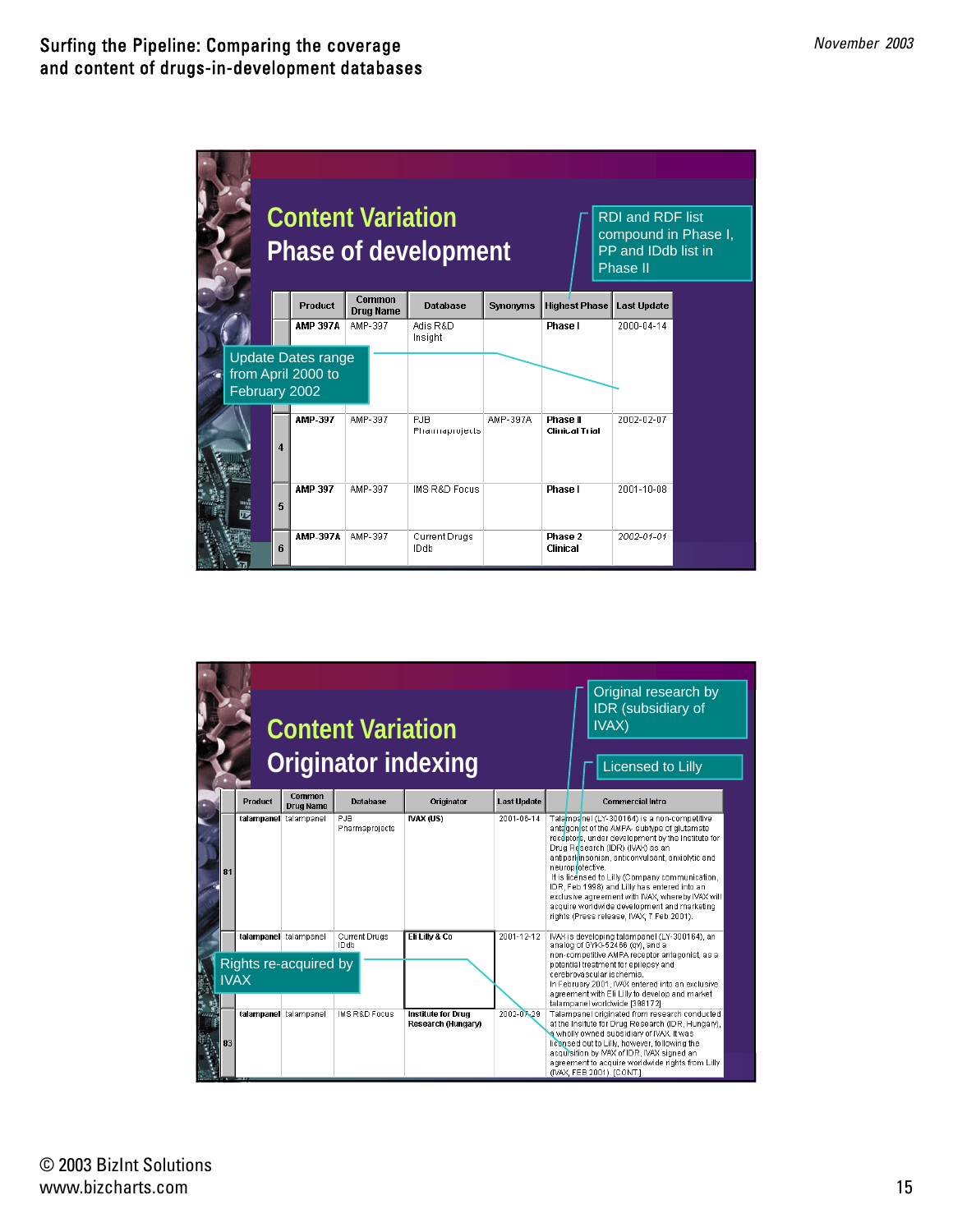## Content Variation
## Phase of development

RDI and RDF list compound in Phase I, PP and IDdb list in Phase II

Update Dates range from April 2000 to February 2002

| | Product | Common Drug Name | Database | Synonyms | Highest Phase | Last Update |
|---|---|---|---|---|---|---|
| | AMP 397A | AMP-397 | Adis R&D Insight | | Phase I | 2000-04-14 |
| 4 | AMP-397 | AMP-397 | PJB Pharmaprojects | AMP-397A | Phase II Clinical Trial | 2002-02-07 |
| 5 | AMP 397 | AMP-397 | IMS R&D Focus | | Phase I | 2001-10-08 |
| 6 | AMP-397A | AMP-397 | Current Drugs IDdb | | Phase 2 Clinical | 2002-01-01 |

## Content Variation
## Originator indexing

Original research by IDR (subsidiary of IVAX)

Licensed to Lilly

Rights re-acquired by IVAX

| | Product | Common Drug Name | Database | Originator | Last Update | Commercial Intro |
|---|---|---|---|---|---|---|
| 81 | talampanel | talampanel | PJB Pharmaprojects | IVAX (US) | 2001-06-14 | Talampanel (LY-300164) is a non-competitive antagonist of the AMPA- subtype of glutamate receptors, under development by the Institute for Drug Research (IDR) (IVAX) as an antiparkinsonian, anticonvulsant, anxiolytic and neuroprotective. It is licensed to Lilly (Company communication, IDR, Feb 1998) and Lilly has entered into an exclusive agreement with IVAX, whereby IVAX will acquire worldwide development and marketing rights (Press release, IVAX, 7 Feb 2001). |
| | talampanel | talampanel | Current Drugs IDdb | Eli Lilly & Co | 2001-12-12 | IVAX is developing talampanel (LY-300164), an analog of GYKI-52466 (qv), and a non-competitive AMPA receptor antagonist, as a potential treatment for epilepsy and cerebrovascular ischemia. In February 2001, IVAX entered into an exclusive agreement with Eli Lilly to develop and market talampanel worldwide [398172] |
| 83 | talampanel | talampanel | IMS R&D Focus | Institute for Drug Research (Hungary) | 2002-07-29 | Talampanel originated from research conducted at the Institute for Drug Research (IDR, Hungary), a wholly owned subsidiary of IVAX. It was licensed out to Lilly, however, following the acquisition by IVAX of IDR, IVAX signed an agreement to acquire worldwide rights from Lilly (IVAX, FEB 2001). [CONT] |

© 2003 BizInt Solutions
www.bizcharts.com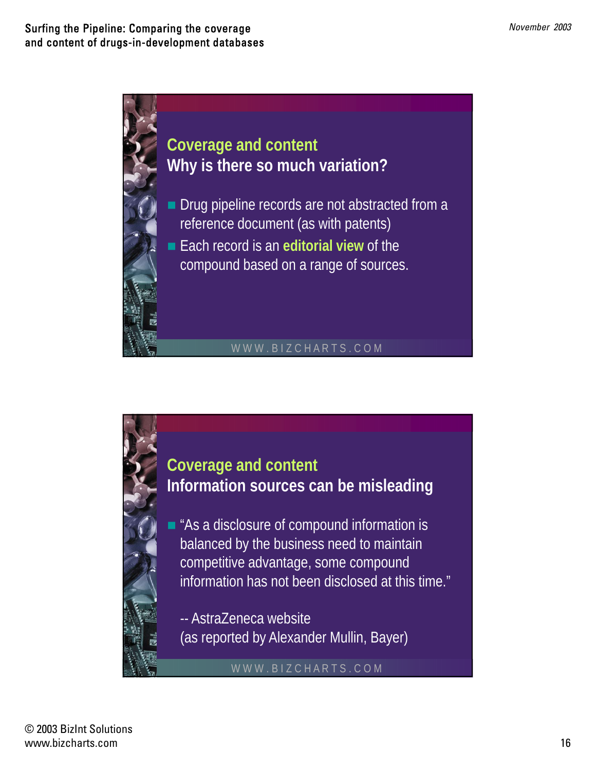## Coverage and content
### Why is there so much variation?

- Drug pipeline records are not abstracted from a reference document (as with patents)
- Each record is an **editorial view** of the compound based on a range of sources.

WWW.BIZCHARTS.COM

## Coverage and content
### Information sources can be misleading

- "As a disclosure of compound information is balanced by the business need to maintain competitive advantage, some compound information has not been disclosed at this time."

  -- AstraZeneca website
  (as reported by Alexander Mullin, Bayer)

WWW.BIZCHARTS.COM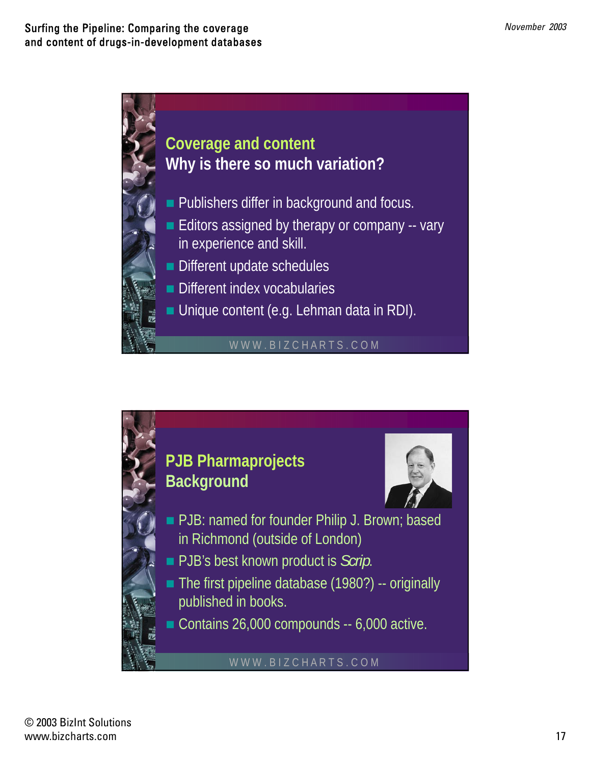## Coverage and content
### Why is there so much variation?

- Publishers differ in background and focus.
- Editors assigned by therapy or company -- vary in experience and skill.
- Different update schedules
- Different index vocabularies
- Unique content (e.g. Lehman data in RDI).

WWW.BIZCHARTS.COM

## PJB Pharmaprojects
### Background

- PJB: named for founder Philip J. Brown; based in Richmond (outside of London)
- PJB's best known product is *Scrip*.
- The first pipeline database (1980?) -- originally published in books.
- Contains 26,000 compounds -- 6,000 active.

WWW.BIZCHARTS.COM

© 2003 BizInt Solutions
www.bizcharts.com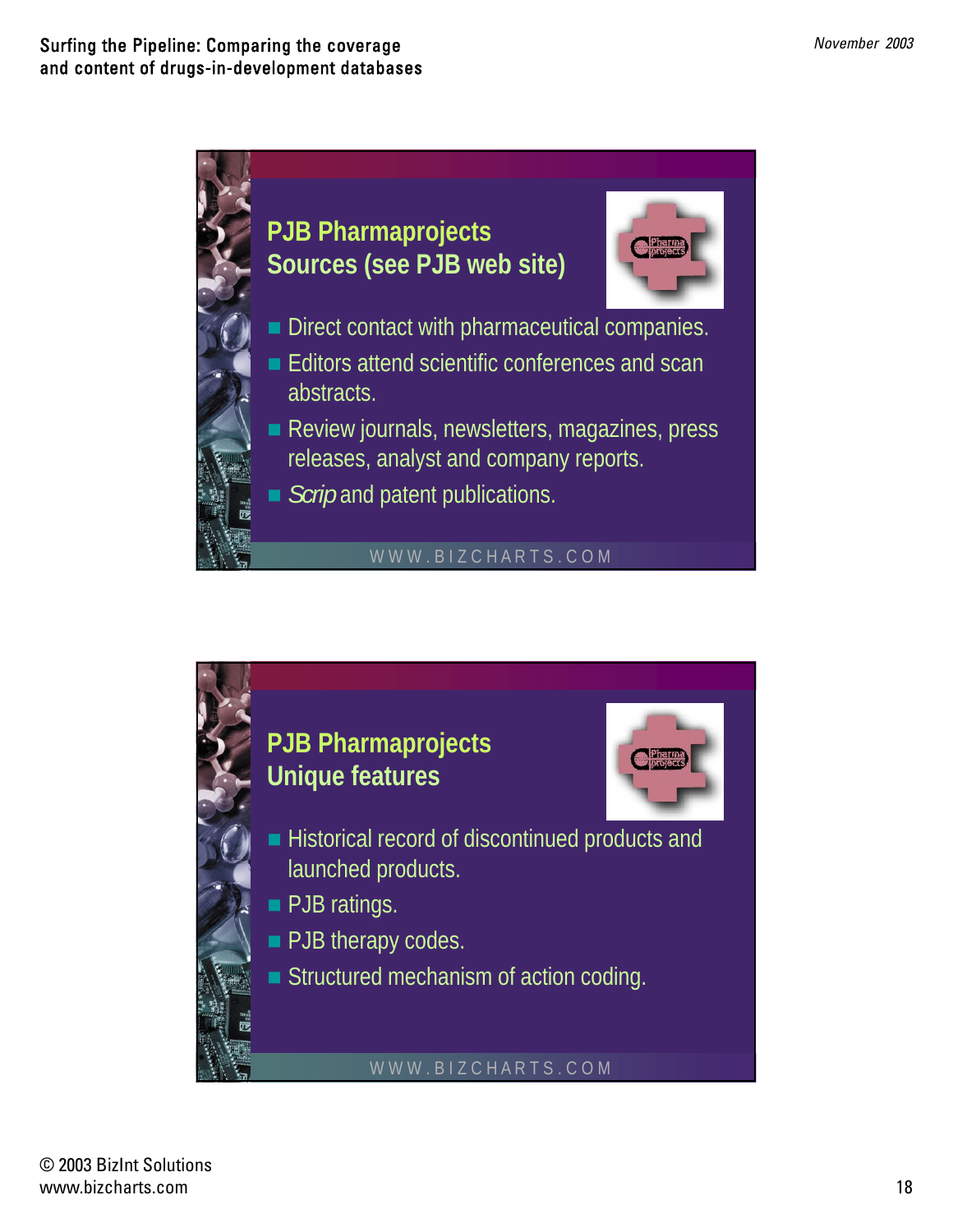## PJB Pharmaprojects
## Sources (see PJB web site)

- Direct contact with pharmaceutical companies.
- Editors attend scientific conferences and scan abstracts.
- Review journals, newsletters, magazines, press releases, analyst and company reports.
- *Scrip* and patent publications.

WWW.BIZCHARTS.COM

## PJB Pharmaprojects
## Unique features

- Historical record of discontinued products and launched products.
- PJB ratings.
- PJB therapy codes.
- Structured mechanism of action coding.

WWW.BIZCHARTS.COM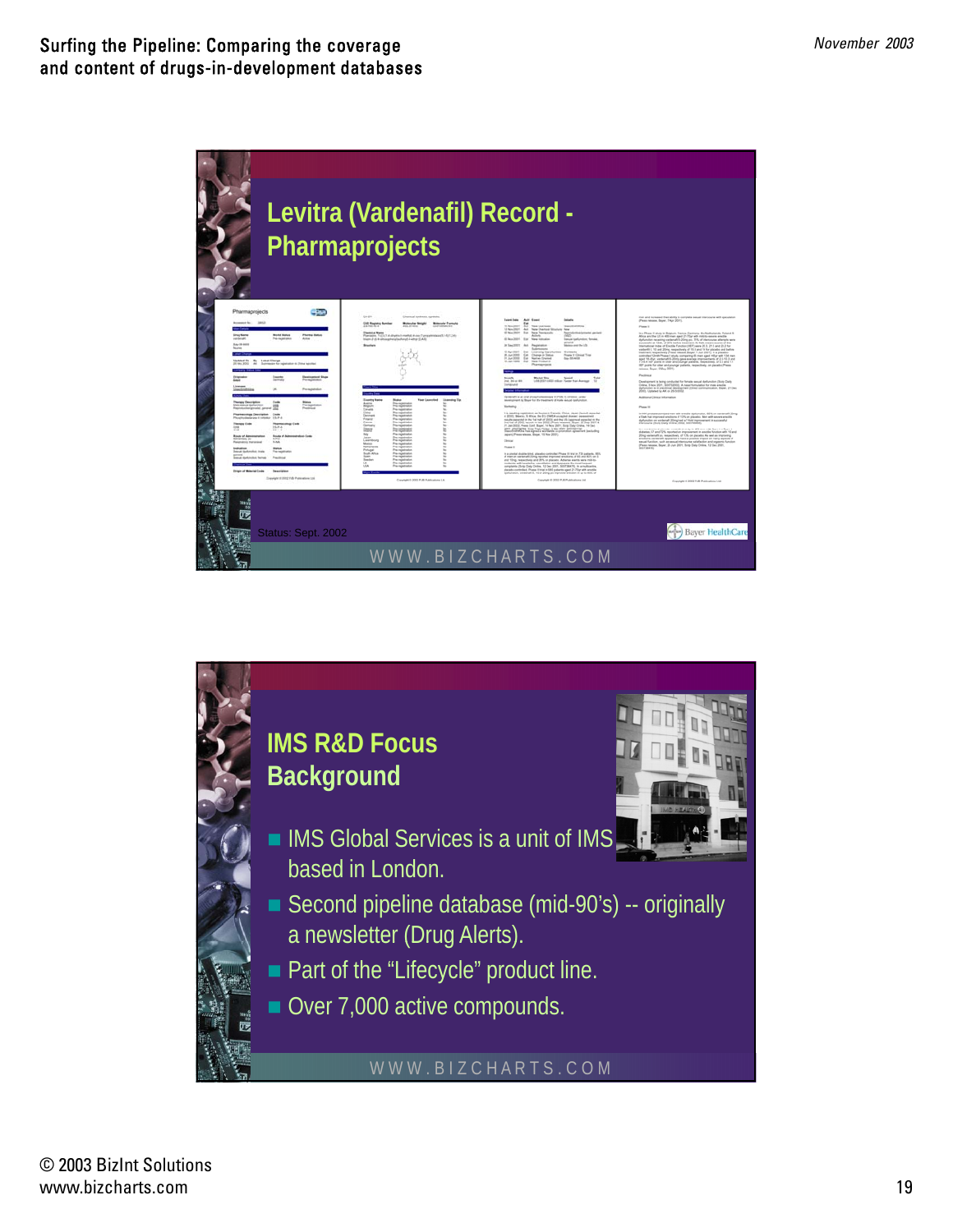## Levitra (Vardenafil) Record - Pharmaprojects

Status: Sept. 2002

WWW.BIZCHARTS.COM

## IMS R&D Focus Background

- IMS Global Services is a unit of IMS based in London.
- Second pipeline database (mid-90's) -- originally a newsletter (Drug Alerts).
- Part of the "Lifecycle" product line.
- Over 7,000 active compounds.

WWW.BIZCHARTS.COM

© 2003 BizInt Solutions
www.bizcharts.com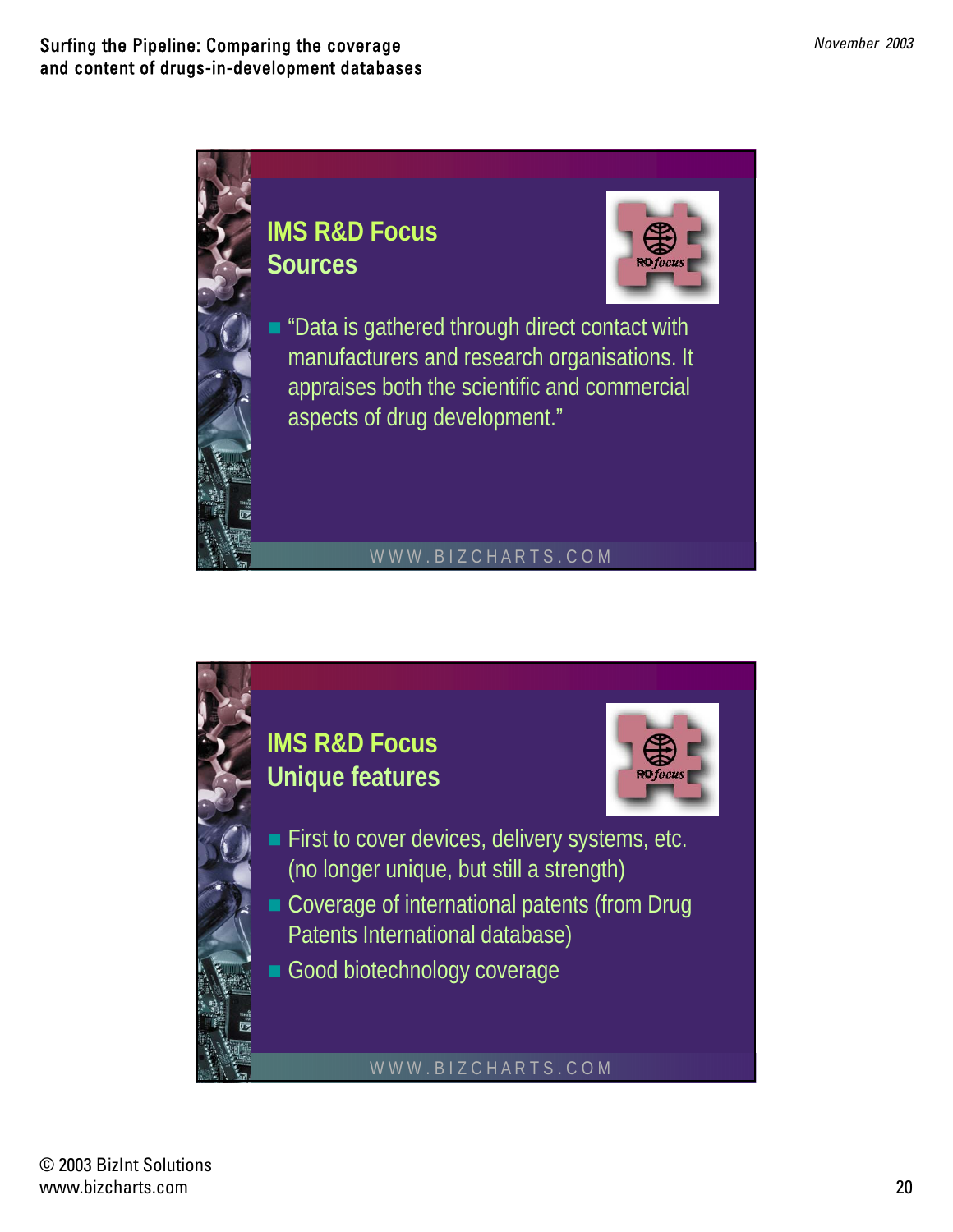## IMS R&D Focus
## Sources

- "Data is gathered through direct contact with manufacturers and research organisations. It appraises both the scientific and commercial aspects of drug development."

WWW.BIZCHARTS.COM

## IMS R&D Focus
## Unique features

- First to cover devices, delivery systems, etc. (no longer unique, but still a strength)
- Coverage of international patents (from Drug Patents International database)
- Good biotechnology coverage

WWW.BIZCHARTS.COM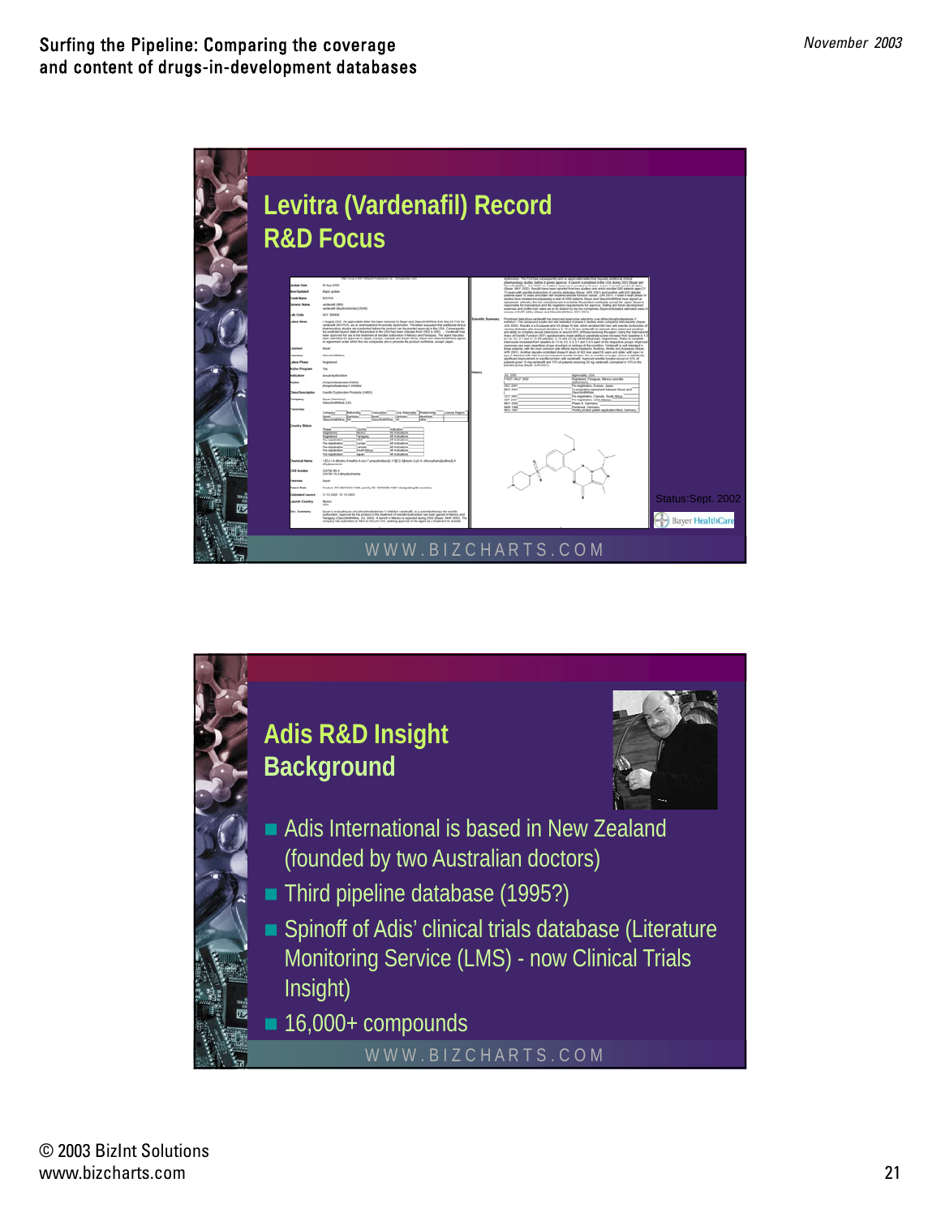## Levitra (Vardenafil) Record R&D Focus

Status: Sept. 2002

## Adis R&D Insight Background

- Adis International is based in New Zealand (founded by two Australian doctors)
- Third pipeline database (1995?)
- Spinoff of Adis' clinical trials database (Literature Monitoring Service (LMS) - now Clinical Trials Insight)
- 16,000+ compounds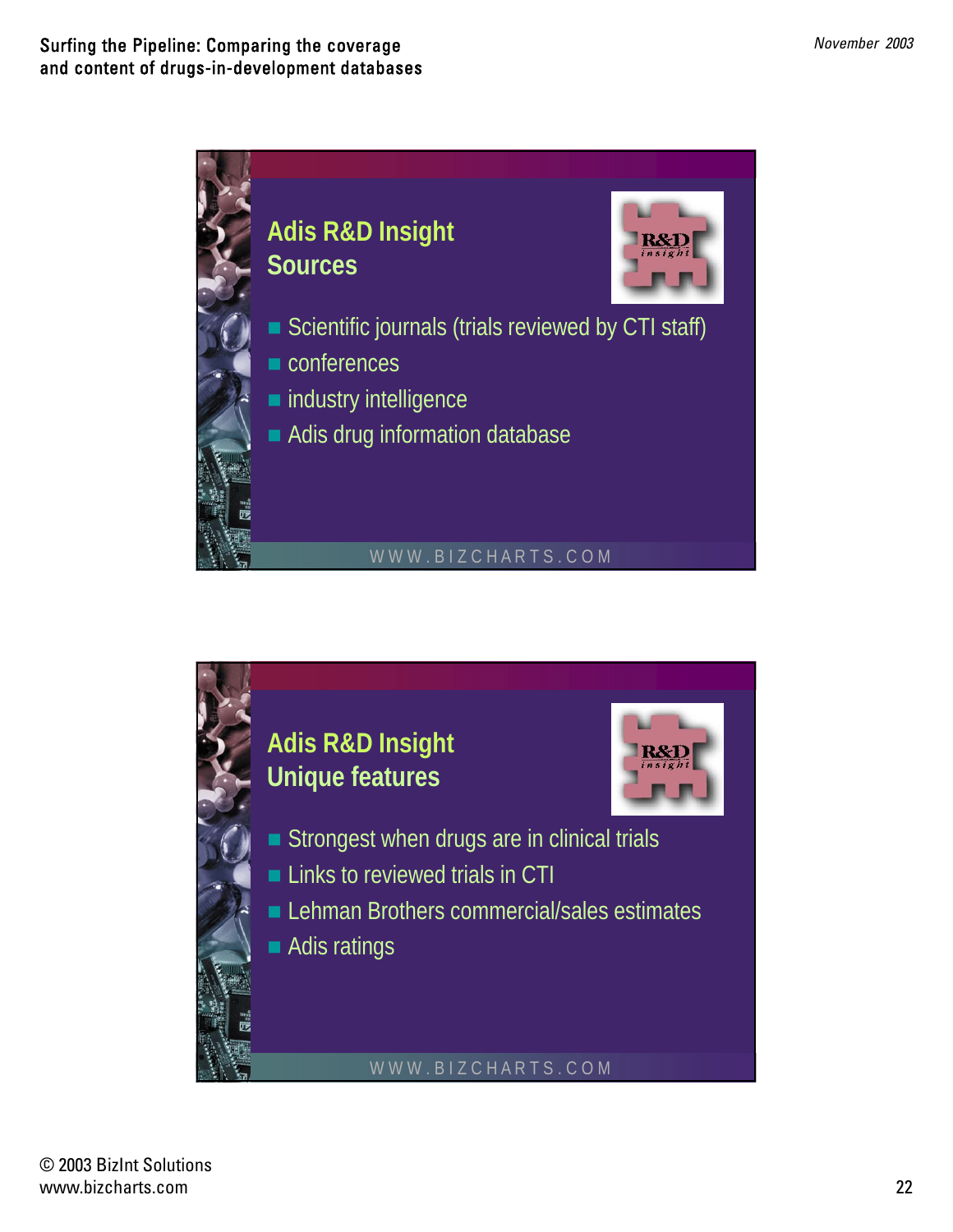## Adis R&D Insight
## Sources

- Scientific journals (trials reviewed by CTI staff)
- conferences
- industry intelligence
- Adis drug information database

WWW.BIZCHARTS.COM

## Adis R&D Insight
## Unique features

- Strongest when drugs are in clinical trials
- Links to reviewed trials in CTI
- Lehman Brothers commercial/sales estimates
- Adis ratings

WWW.BIZCHARTS.COM

© 2003 BizInt Solutions
www.bizcharts.com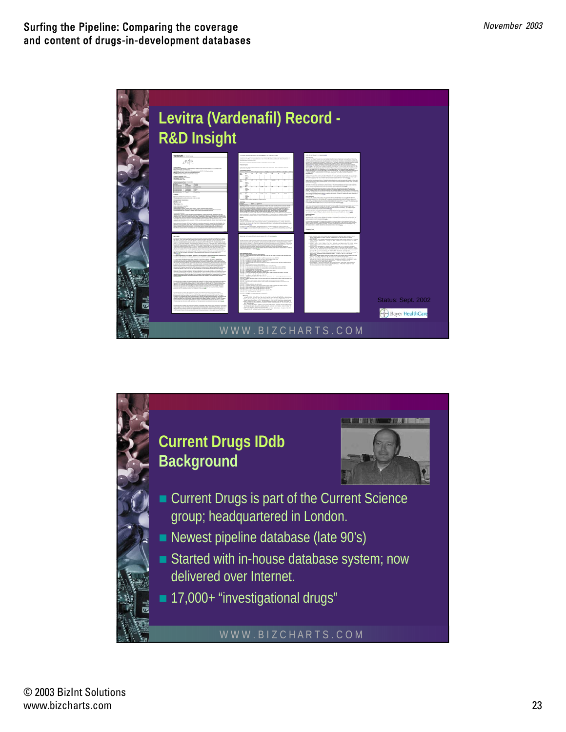## Levitra (Vardenafil) Record - R&D Insight

Status: Sept. 2002

Bayer HealthCare

WWW.BIZCHARTS.COM

## Current Drugs IDdb Background

- Current Drugs is part of the Current Science group; headquartered in London.
- Newest pipeline database (late 90's)
- Started with in-house database system; now delivered over Internet.
- 17,000+ "investigational drugs"

WWW.BIZCHARTS.COM

© 2003 BizInt Solutions
www.bizcharts.com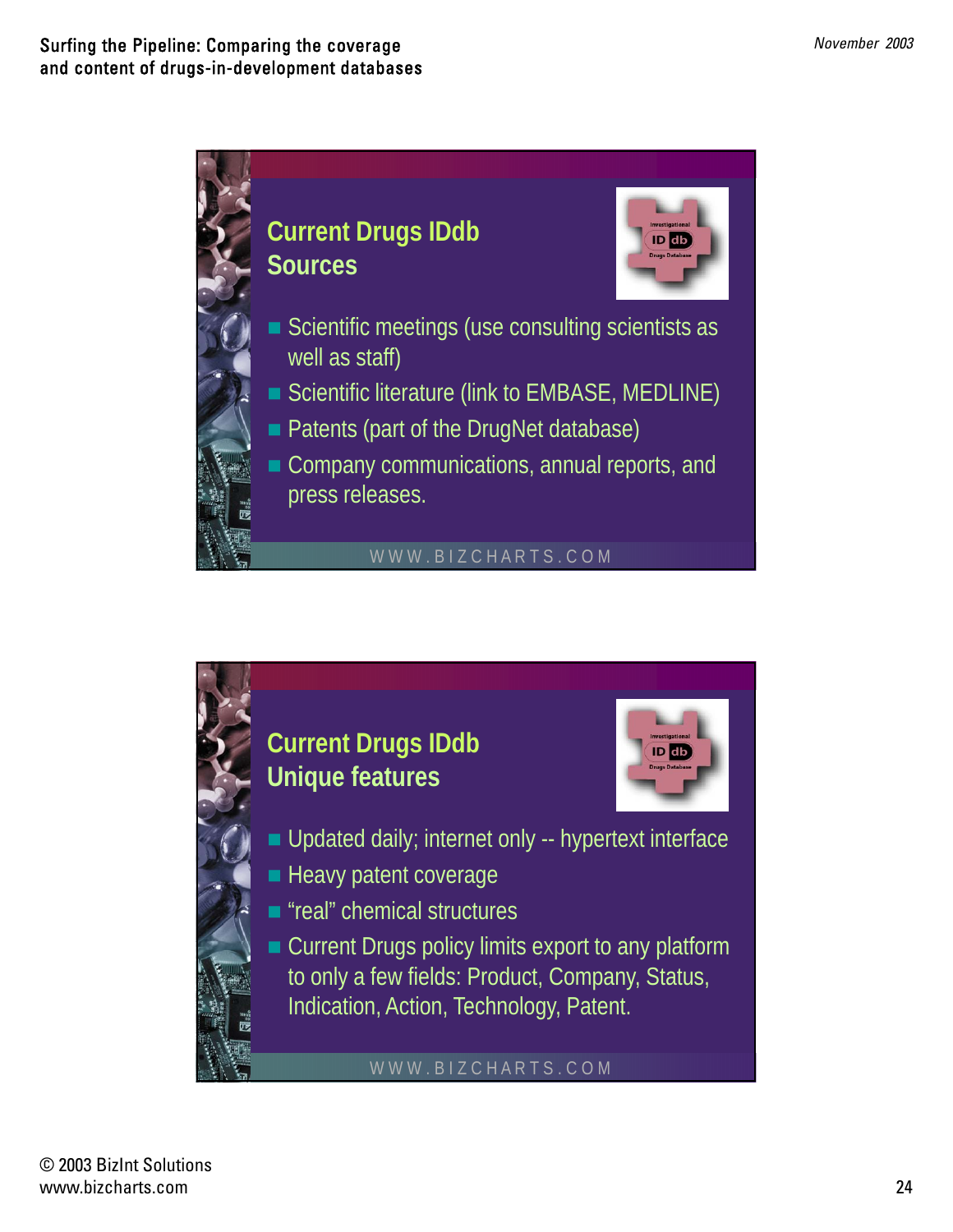## Current Drugs IDdb Sources

- Scientific meetings (use consulting scientists as well as staff)
- Scientific literature (link to EMBASE, MEDLINE)
- Patents (part of the DrugNet database)
- Company communications, annual reports, and press releases.

WWW.BIZCHARTS.COM

## Current Drugs IDdb Unique features

- Updated daily; internet only -- hypertext interface
- Heavy patent coverage
- “real” chemical structures
- Current Drugs policy limits export to any platform to only a few fields: Product, Company, Status, Indication, Action, Technology, Patent.

WWW.BIZCHARTS.COM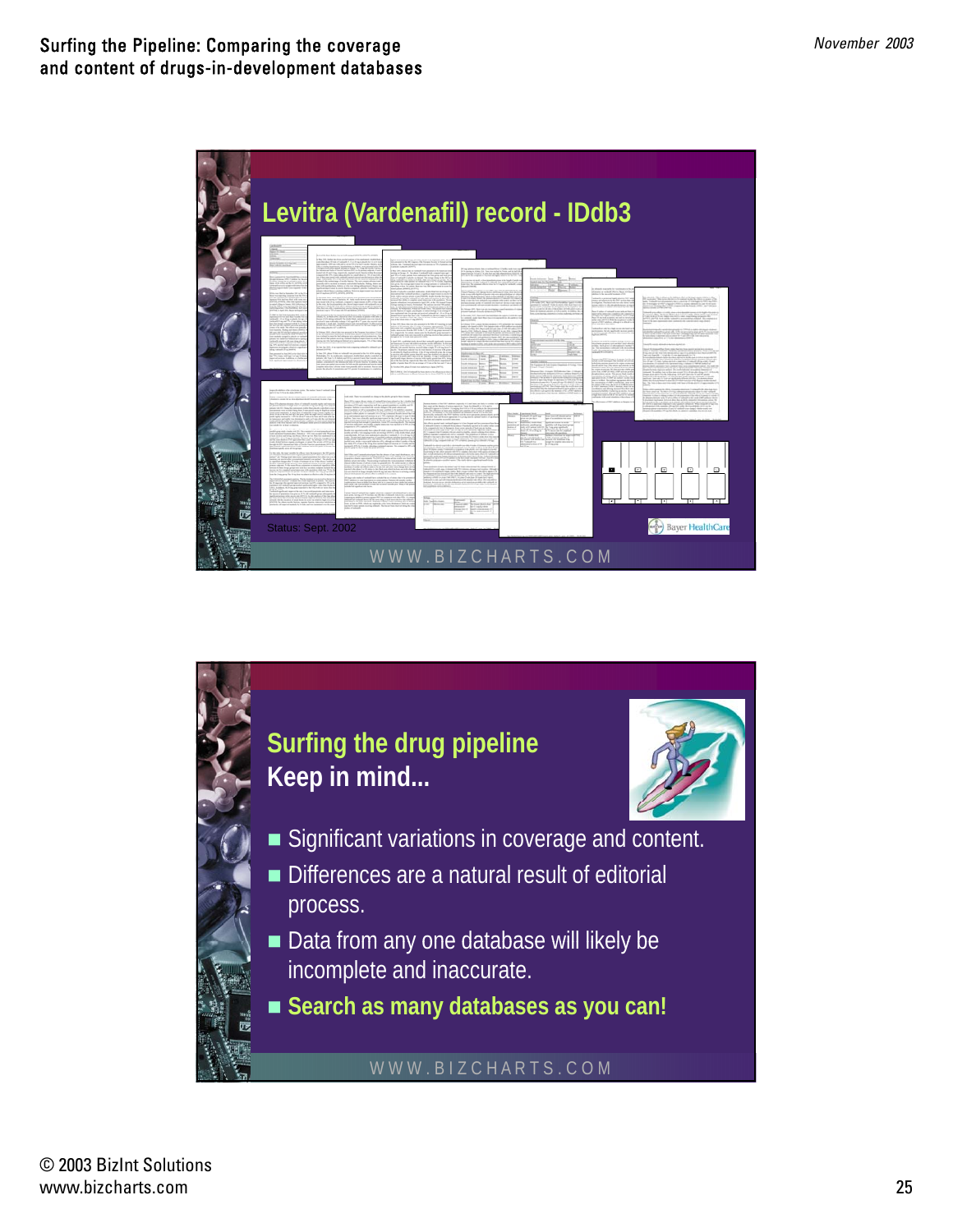## Levitra (Vardenafil) record - IDdb3

Status: Sept. 2002

Bayer HealthCare

WWW.BIZCHARTS.COM

## Surfing the drug pipeline

**Keep in mind...**

- Significant variations in coverage and content.
- Differences are a natural result of editorial process.
- Data from any one database will likely be incomplete and inaccurate.
- **Search as many databases as you can!**

WWW.BIZCHARTS.COM

© 2003 BizInt Solutions
www.bizcharts.com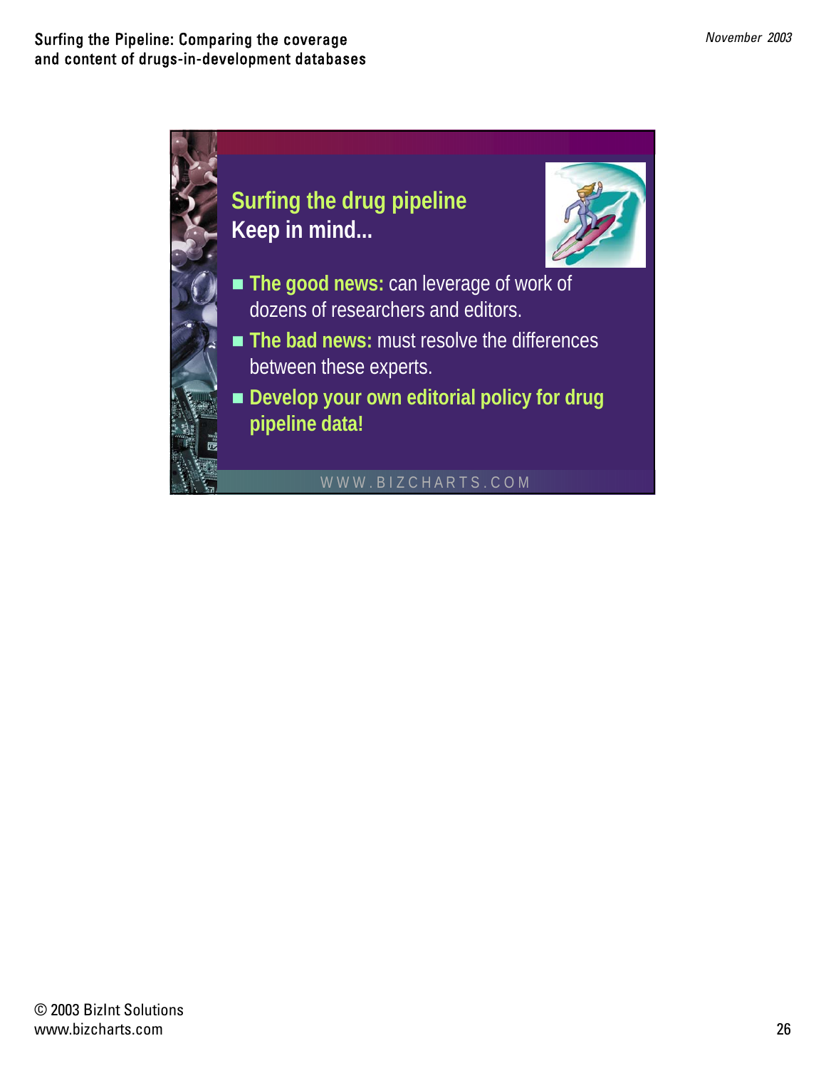## Surfing the drug pipeline
### Keep in mind...

- **The good news:** can leverage of work of dozens of researchers and editors.
- **The bad news:** must resolve the differences between these experts.
- **Develop your own editorial policy for drug pipeline data!**

WWW.BIZCHARTS.COM